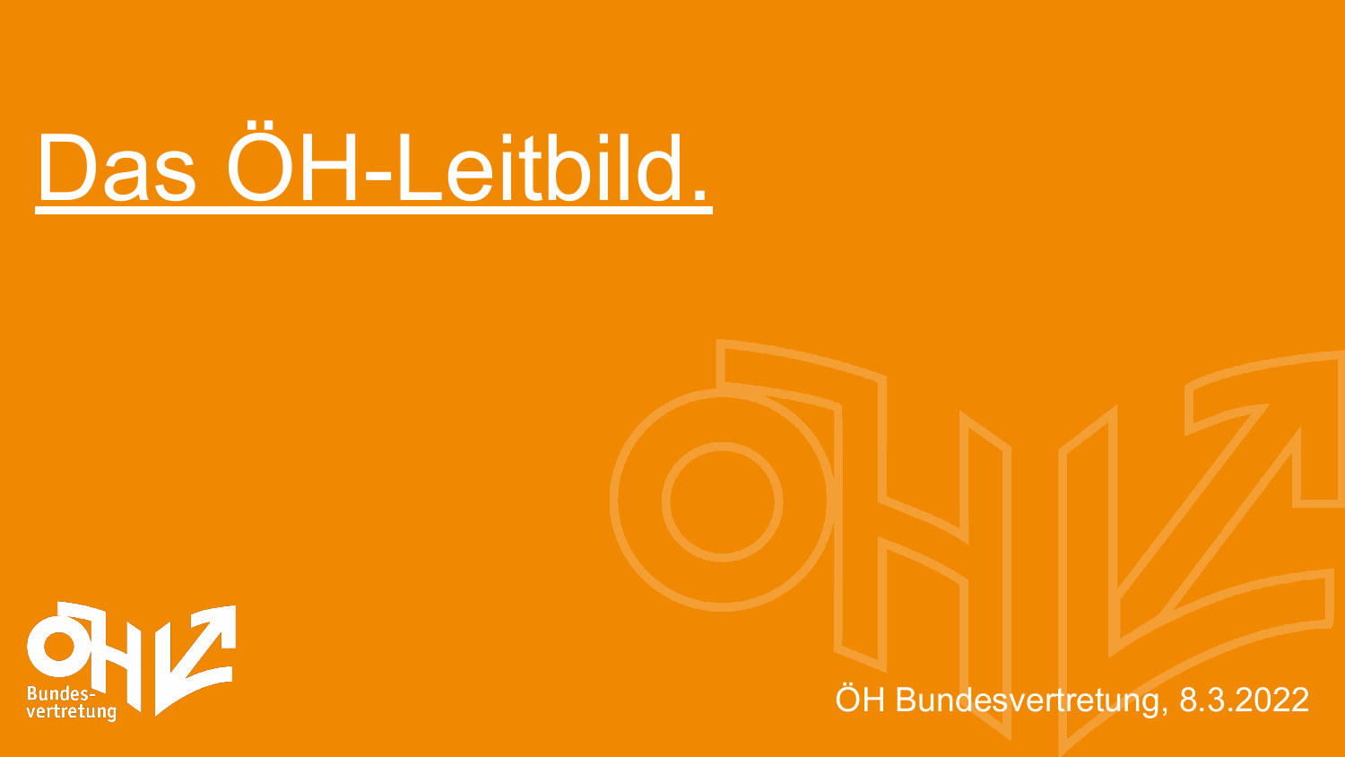# Das ÖH-Leitbild.

ÖH Bundesvertretung, 8.3.2022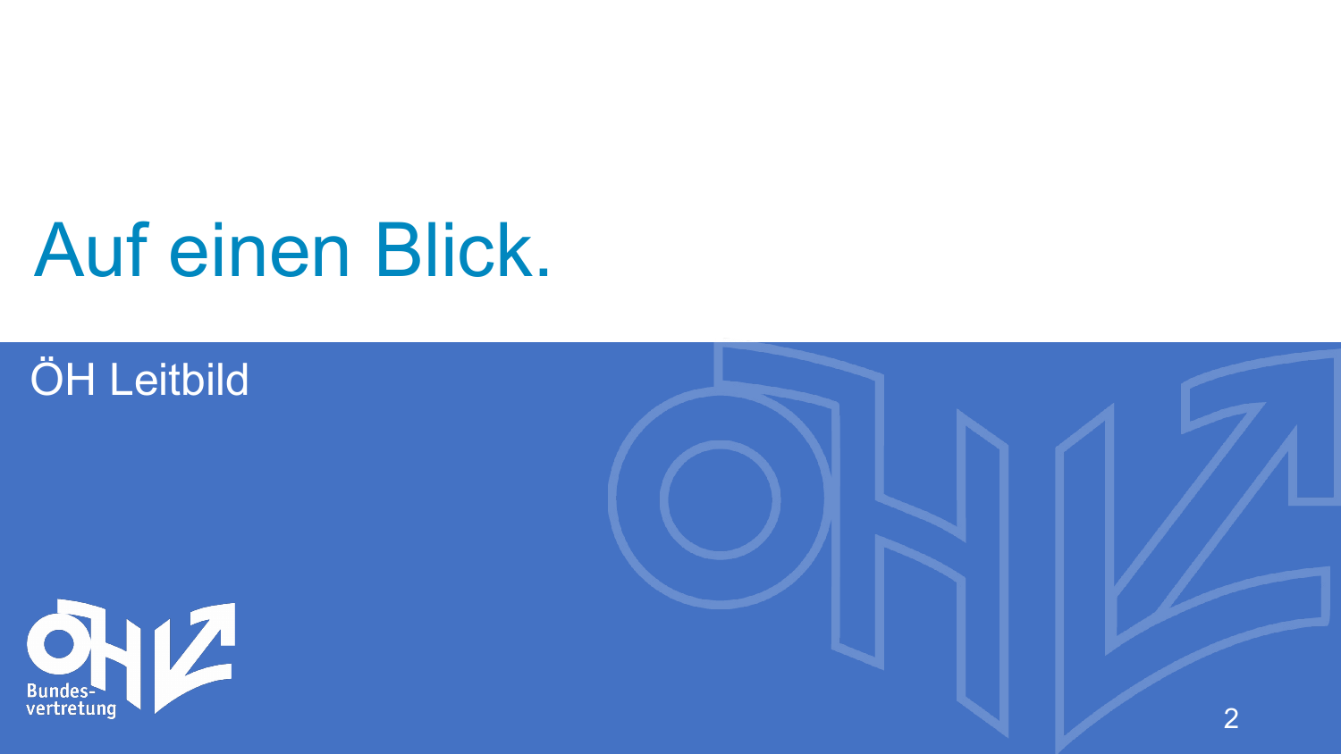# Auf einen Blick.

ÖH Leitbild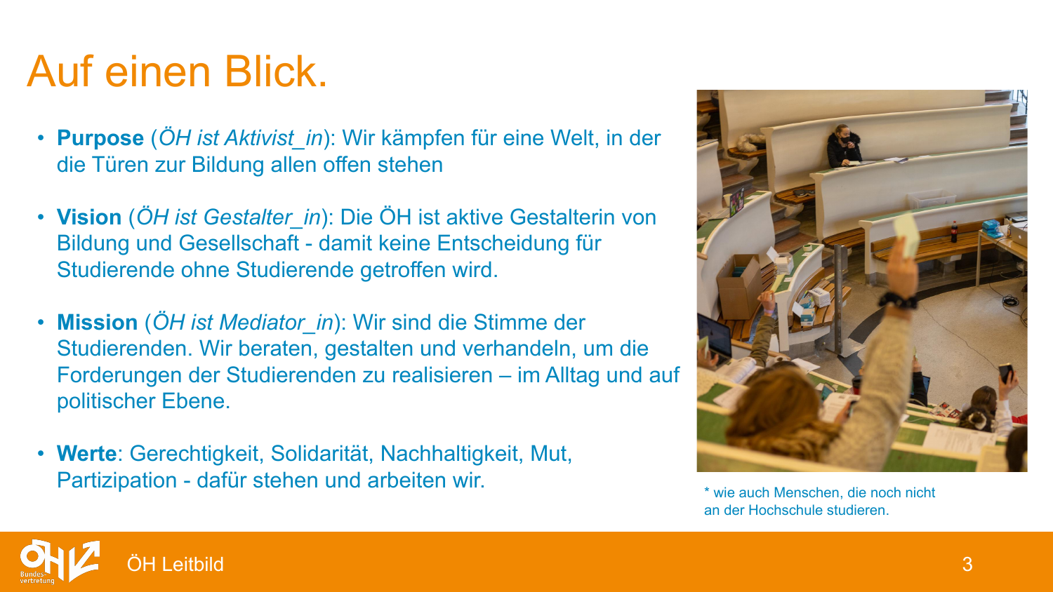# Auf einen Blick.

- **Purpose** (*ÖH ist Aktivist_in*): Wir kämpfen für eine Welt, in der die Türen zur Bildung allen offen stehen
- **Vision** (*ÖH ist Gestalter_in*): Die ÖH ist aktive Gestalterin von Bildung und Gesellschaft - damit keine Entscheidung für Studierende ohne Studierende getroffen wird.
- **Mission** (*ÖH ist Mediator_in*): Wir sind die Stimme der Studierenden. Wir beraten, gestalten und verhandeln, um die Forderungen der Studierenden zu realisieren – im Alltag und auf politischer Ebene.
- **Werte**: Gerechtigkeit, Solidarität, Nachhaltigkeit, Mut, Partizipation - dafür stehen und arbeiten wir.

* wie auch Menschen, die noch nicht an der Hochschule studieren.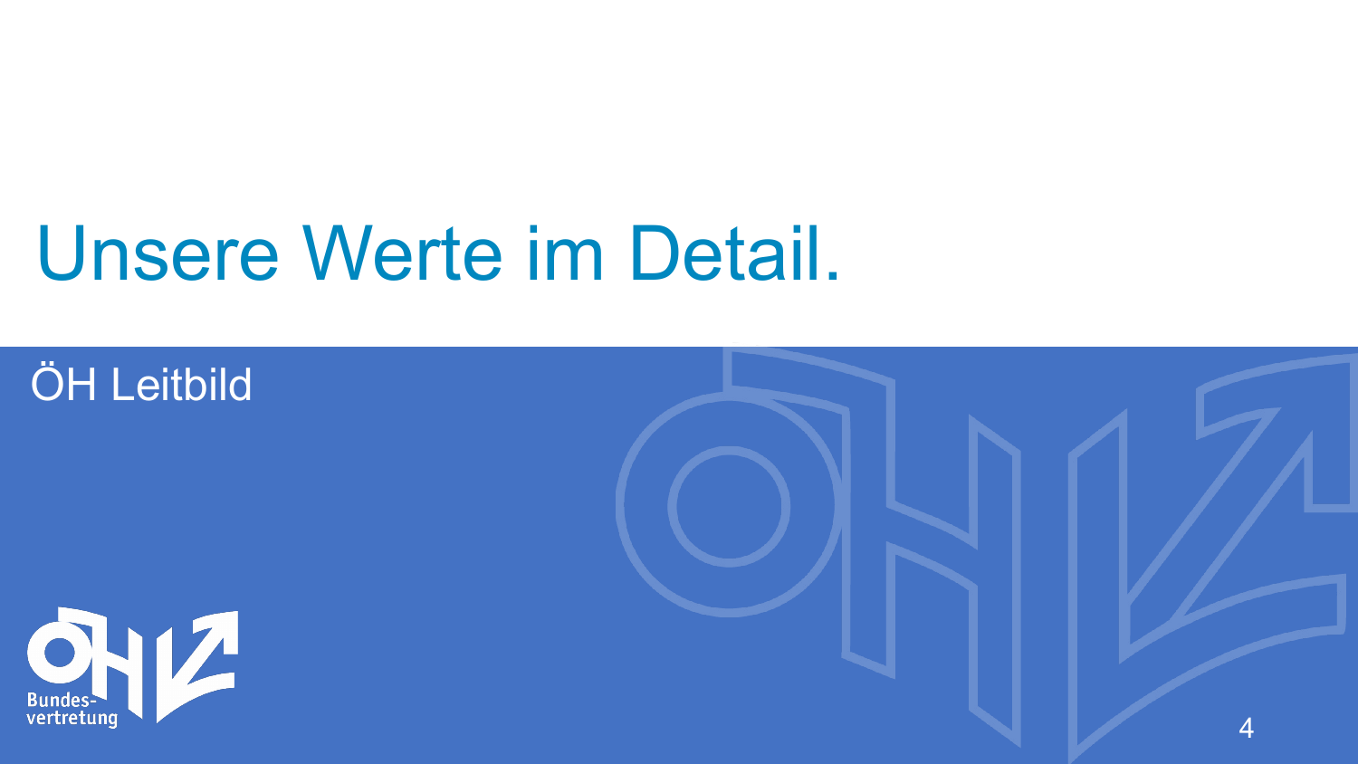# Unsere Werte im Detail.

ÖH Leitbild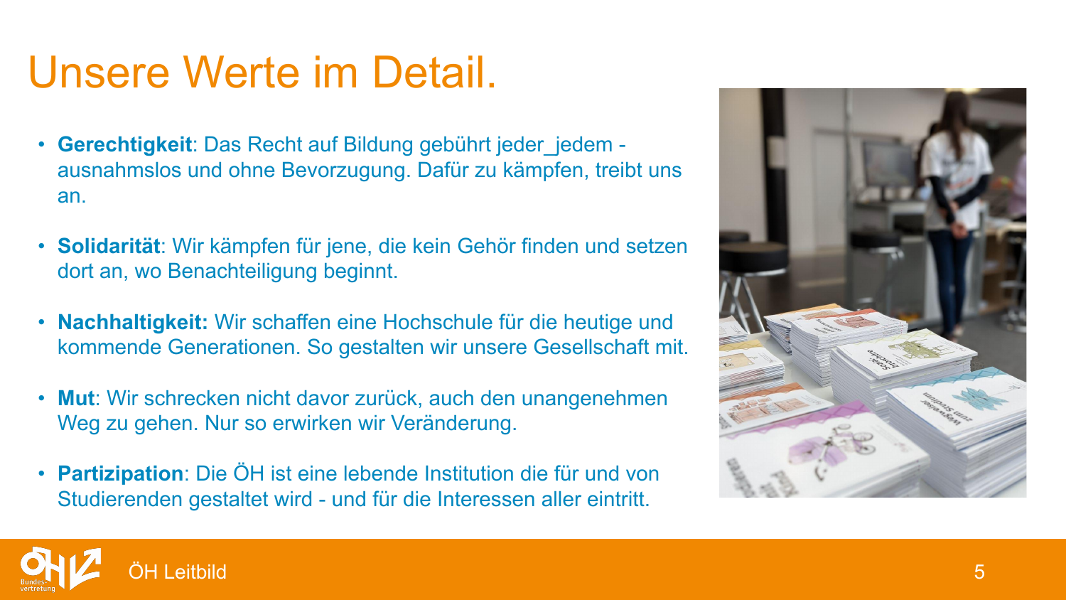# Unsere Werte im Detail.

- **Gerechtigkeit**: Das Recht auf Bildung gebührt jeder_jedem - ausnahmslos und ohne Bevorzugung. Dafür zu kämpfen, treibt uns an.
- **Solidarität**: Wir kämpfen für jene, die kein Gehör finden und setzen dort an, wo Benachteiligung beginnt.
- **Nachhaltigkeit:** Wir schaffen eine Hochschule für die heutige und kommende Generationen. So gestalten wir unsere Gesellschaft mit.
- **Mut**: Wir schrecken nicht davor zurück, auch den unangenehmen Weg zu gehen. Nur so erwirken wir Veränderung.
- **Partizipation**: Die ÖH ist eine lebende Institution die für und von Studierenden gestaltet wird - und für die Interessen aller eintritt.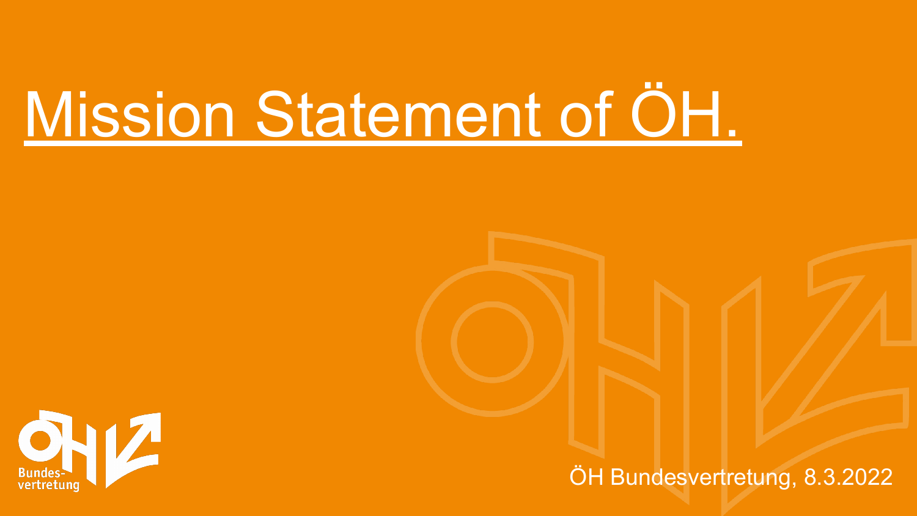# Mission Statement of ÖH.

ÖH Bundesvertretung, 8.3.2022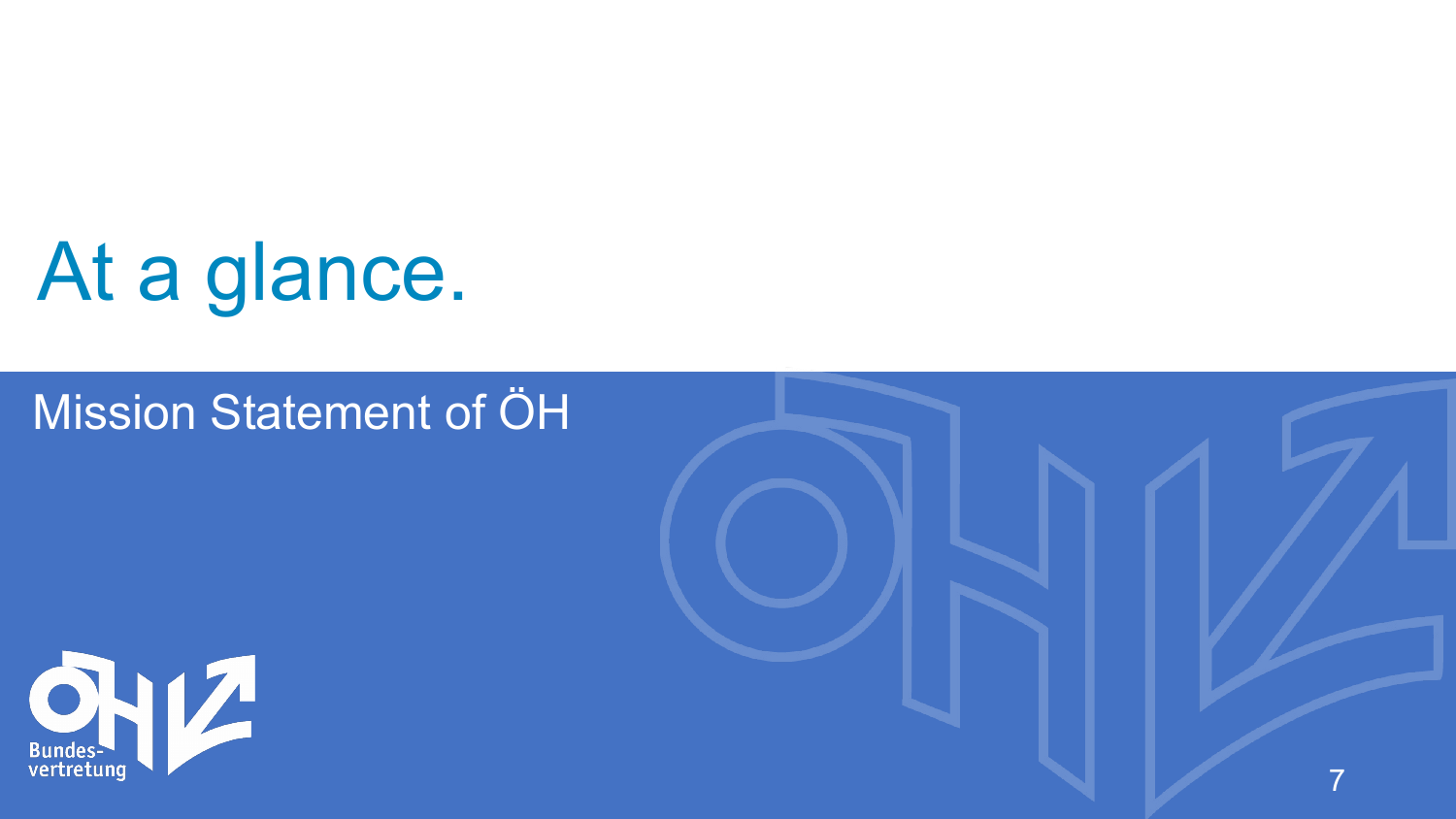# At a glance.

## Mission Statement of ÖH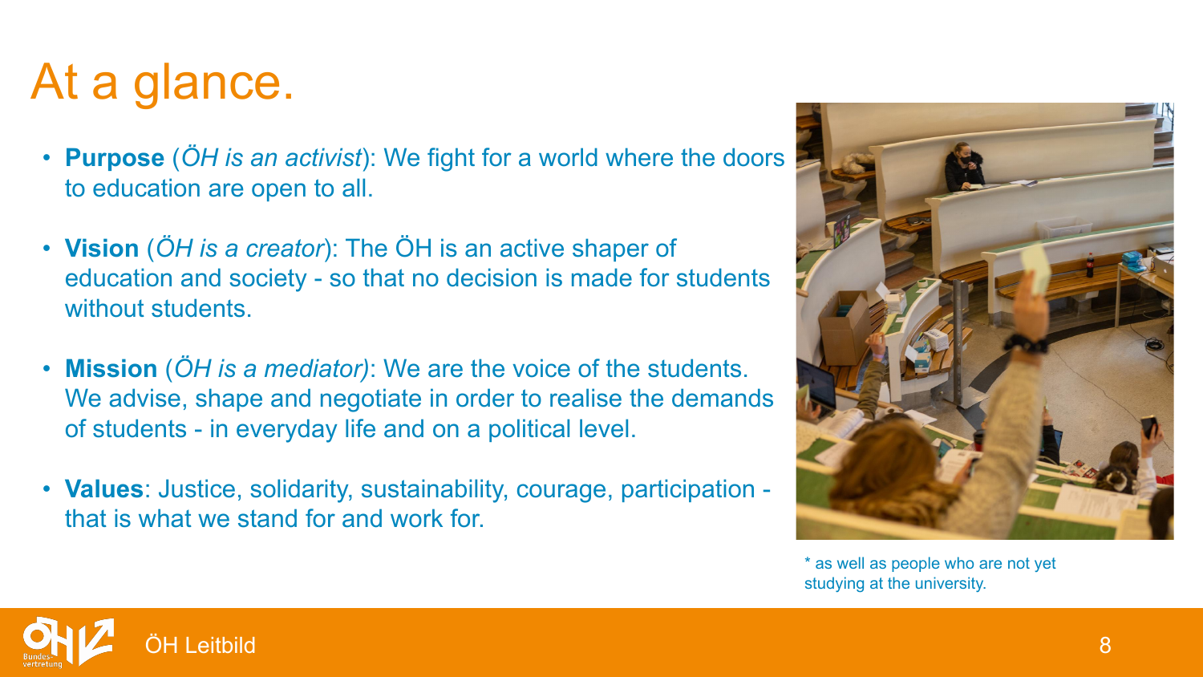# At a glance.

- **Purpose** (*ÖH is an activist*): We fight for a world where the doors to education are open to all.
- **Vision** (*ÖH is a creator*): The ÖH is an active shaper of education and society - so that no decision is made for students without students.
- **Mission** (*ÖH is a mediator)*: We are the voice of the students. We advise, shape and negotiate in order to realise the demands of students - in everyday life and on a political level.
- **Values**: Justice, solidarity, sustainability, courage, participation - that is what we stand for and work for.

* as well as people who are not yet studying at the university.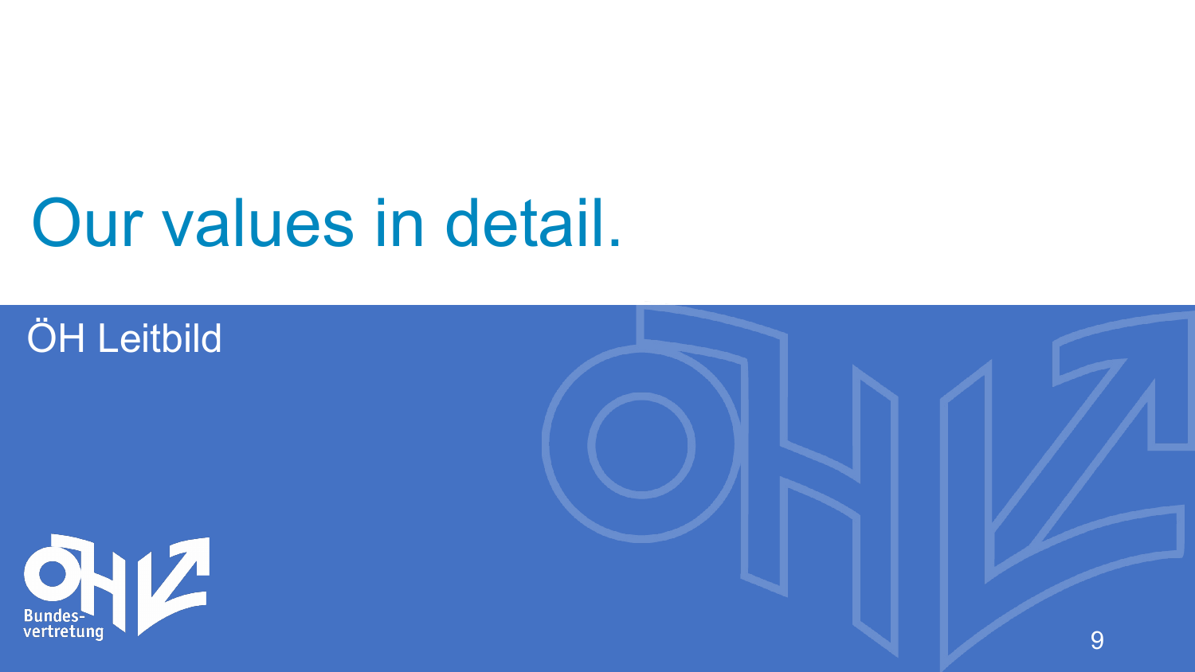# Our values in detail.

ÖH Leitbild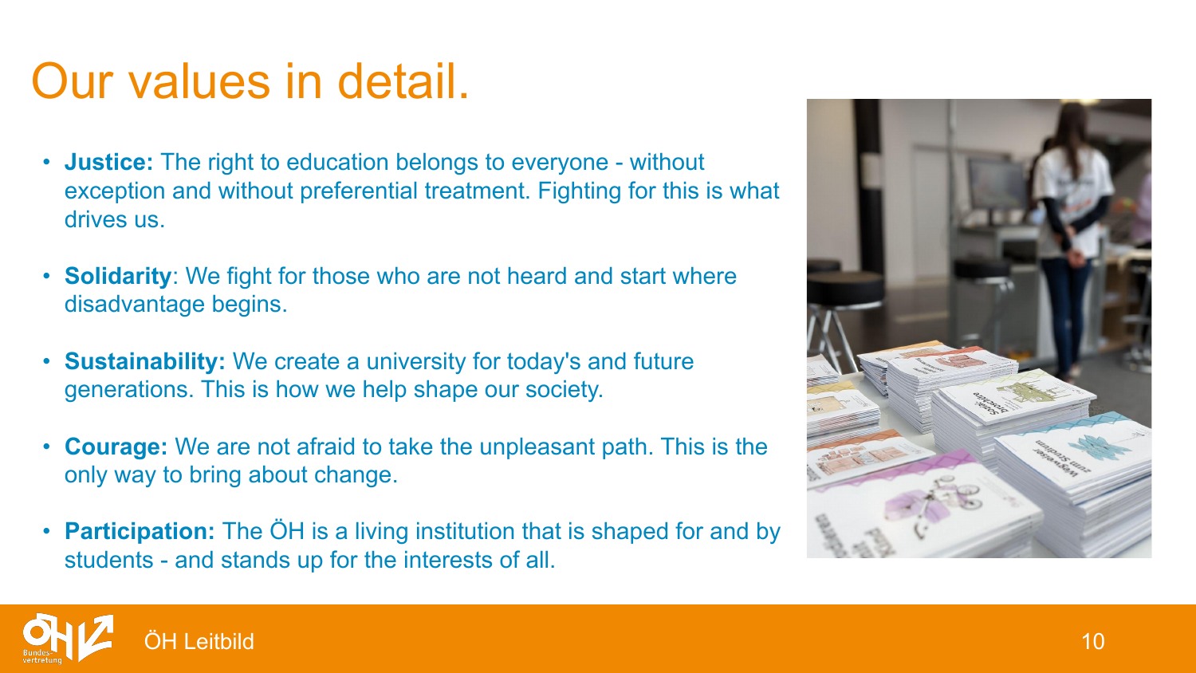# Our values in detail.

- **Justice:** The right to education belongs to everyone - without exception and without preferential treatment. Fighting for this is what drives us.
- **Solidarity**: We fight for those who are not heard and start where disadvantage begins.
- **Sustainability:** We create a university for today's and future generations. This is how we help shape our society.
- **Courage:** We are not afraid to take the unpleasant path. This is the only way to bring about change.
- **Participation:** The ÖH is a living institution that is shaped for and by students - and stands up for the interests of all.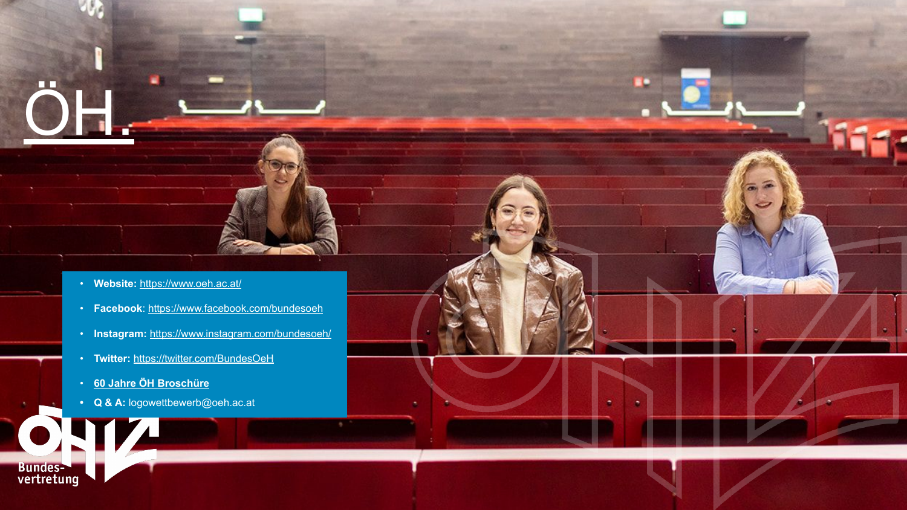# ÖH.

- **Website:** https://www.oeh.ac.at/
- **Facebook**: https://www.facebook.com/bundesoeh
- **Instagram:** https://www.instagram.com/bundesoeh/
- **Twitter:** https://twitter.com/BundesOeH
- **60 Jahre ÖH Broschüre**
- **Q & A:** logowettbewerb@oeh.ac.at

Bundes-
vertretung